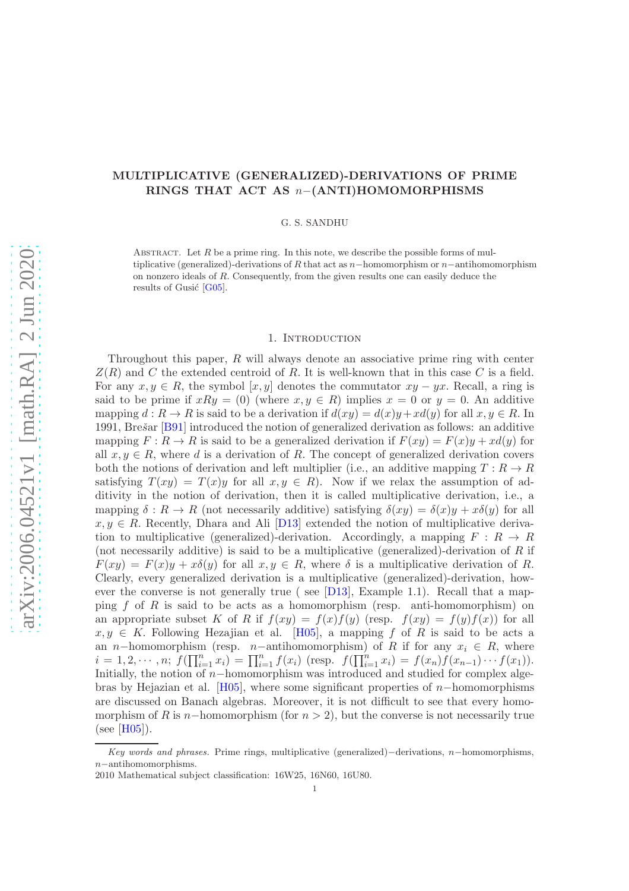# MULTIPLICATIVE (GENERALIZED)-DERIVATIONS OF PRIME RINGS THAT ACT AS $n-$(ANTI)HOMOMORPHISMS

G. S. SANDHU

ABSTRACT. Let $R$ be a prime ring. In this note, we describe the possible forms of multiplicative (generalized)-derivations of $R$ that act as $n-$homomorphism or $n-$antihomomorphism on nonzero ideals of $R$. Consequently, from the given results one can easily deduce the results of Gusić [G05].

## 1. Introduction

Throughout this paper, $R$ will always denote an associative prime ring with center $Z(R)$ and $C$ the extended centroid of $R$. It is well-known that in this case $C$ is a field. For any $x, y \in R$, the symbol $[x, y]$ denotes the commutator $xy - yx$. Recall, a ring is said to be prime if $xRy = (0)$ (where $x, y \in R$) implies $x = 0$ or $y = 0$. An additive mapping $d : R \to R$ is said to be a derivation if $d(xy) = d(x)y + xd(y)$ for all $x, y \in R$. In 1991, Brešar [B91] introduced the notion of generalized derivation as follows: an additive mapping $F : R \to R$ is said to be a generalized derivation if $F(xy) = F(x)y + xd(y)$ for all $x, y \in R$, where $d$ is a derivation of $R$. The concept of generalized derivation covers both the notions of derivation and left multiplier (i.e., an additive mapping $T : R \to R$ satisfying $T(xy) = T(x)y$ for all $x, y \in R$). Now if we relax the assumption of additivity in the notion of derivation, then it is called multiplicative derivation, i.e., a mapping $\delta : R \to R$ (not necessarily additive) satisfying $\delta(xy) = \delta(x)y + x\delta(y)$ for all $x, y \in R$. Recently, Dhara and Ali [D13] extended the notion of multiplicative derivation to multiplicative (generalized)-derivation. Accordingly, a mapping $F : R \to R$ (not necessarily additive) is said to be a multiplicative (generalized)-derivation of $R$ if $F(xy) = F(x)y + x\delta(y)$ for all $x, y \in R$, where $\delta$ is a multiplicative derivation of $R$. Clearly, every generalized derivation is a multiplicative (generalized)-derivation, however the converse is not generally true ( see [D13], Example 1.1). Recall that a mapping $f$ of $R$ is said to be acts as a homomorphism (resp. anti-homomorphism) on an appropriate subset $K$ of $R$ if $f(xy) = f(x)f(y)$ (resp. $f(xy) = f(y)f(x)$) for all $x, y \in K$. Following Hezajian et al. [H05], a mapping $f$ of $R$ is said to be acts a an $n-$homomorphism (resp. $n-$antihomomorphism) of $R$ if for any $x_i \in R$, where $i = 1, 2, \cdots, n$; $f(\prod_{i=1}^{n} x_i) = \prod_{i=1}^{n} f(x_i)$ (resp. $f(\prod_{i=1}^{n} x_i) = f(x_n)f(x_{n-1}) \cdots f(x_1)$). Initially, the notion of $n-$homomorphism was introduced and studied for complex algebras by Hejazian et al. [H05], where some significant properties of $n-$homomorphisms are discussed on Banach algebras. Moreover, it is not difficult to see that every homomorphism of $R$ is $n-$homomorphism (for $n > 2$), but the converse is not necessarily true (see [H05]).

---

*Key words and phrases.* Prime rings, multiplicative (generalized)$-$derivations, $n-$homomorphisms, $n-$antihomomorphisms.

2010 Mathematical subject classification: 16W25, 16N60, 16U80.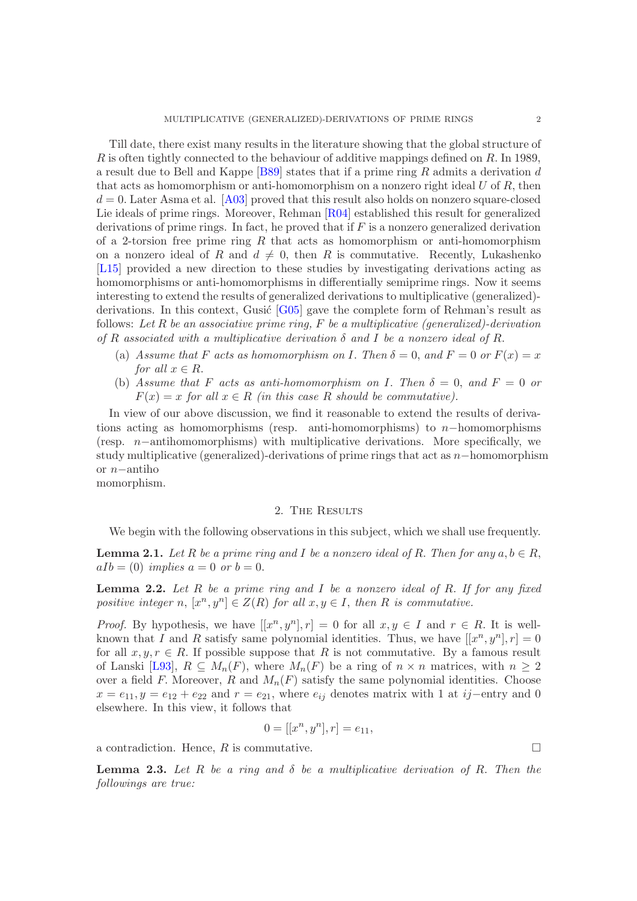Till date, there exist many results in the literature showing that the global structure of $R$ is often tightly connected to the behaviour of additive mappings defined on $R$. In 1989, a result due to Bell and Kappe [B89] states that if a prime ring $R$ admits a derivation $d$ that acts as homomorphism or anti-homomorphism on a nonzero right ideal $U$ of $R$, then $d = 0$. Later Asma et al. [A03] proved that this result also holds on nonzero square-closed Lie ideals of prime rings. Moreover, Rehman [R04] established this result for generalized derivations of prime rings. In fact, he proved that if $F$ is a nonzero generalized derivation of a 2-torsion free prime ring $R$ that acts as homomorphism or anti-homomorphism on a nonzero ideal of $R$ and $d \neq 0$, then $R$ is commutative. Recently, Lukashenko [L15] provided a new direction to these studies by investigating derivations acting as homomorphisms or anti-homomorphisms in differentially semiprime rings. Now it seems interesting to extend the results of generalized derivations to multiplicative (generalized)-derivations. In this context, Gusić [G05] gave the complete form of Rehman's result as follows: *Let $R$ be an associative prime ring, $F$ be a multiplicative (generalized)-derivation of $R$ associated with a multiplicative derivation $\delta$ and $I$ be a nonzero ideal of $R$.*

- (a) *Assume that $F$ acts as homomorphism on $I$. Then $\delta = 0$, and $F = 0$ or $F(x) = x$ for all $x \in R$.*
- (b) *Assume that $F$ acts as anti-homomorphism on $I$. Then $\delta = 0$, and $F = 0$ or $F(x) = x$ for all $x \in R$ (in this case $R$ should be commutative).*

In view of our above discussion, we find it reasonable to extend the results of derivations acting as homomorphisms (resp. anti-homomorphisms) to $n-$homomorphisms (resp. $n-$antihomomorphisms) with multiplicative derivations. More specifically, we study multiplicative (generalized)-derivations of prime rings that act as $n-$homomorphism or $n-$antiho
momorphism.

## 2. The Results

We begin with the following observations in this subject, which we shall use frequently.

**Lemma 2.1.** *Let $R$ be a prime ring and $I$ be a nonzero ideal of $R$. Then for any $a, b \in R$, $aIb = (0)$ implies $a = 0$ or $b = 0$.*

**Lemma 2.2.** *Let $R$ be a prime ring and $I$ be a nonzero ideal of $R$. If for any fixed positive integer $n$, $[x^n, y^n] \in Z(R)$ for all $x, y \in I$, then $R$ is commutative.*

*Proof.* By hypothesis, we have $[[x^n, y^n], r] = 0$ for all $x, y \in I$ and $r \in R$. It is well-known that $I$ and $R$ satisfy same polynomial identities. Thus, we have $[[x^n, y^n], r] = 0$ for all $x, y, r \in R$. If possible suppose that $R$ is not commutative. By a famous result of Lanski [L93], $R \subseteq M_n(F)$, where $M_n(F)$ be a ring of $n \times n$ matrices, with $n \geq 2$ over a field $F$. Moreover, $R$ and $M_n(F)$ satisfy the same polynomial identities. Choose $x = e_{11}, y = e_{12} + e_{22}$ and $r = e_{21}$, where $e_{ij}$ denotes matrix with 1 at $ij-$entry and 0 elsewhere. In this view, it follows that

$$0 = [[x^n, y^n], r] = e_{11},$$

a contradiction. Hence, $R$ is commutative. □

**Lemma 2.3.** *Let $R$ be a ring and $\delta$ be a multiplicative derivation of $R$. Then the followings are true:*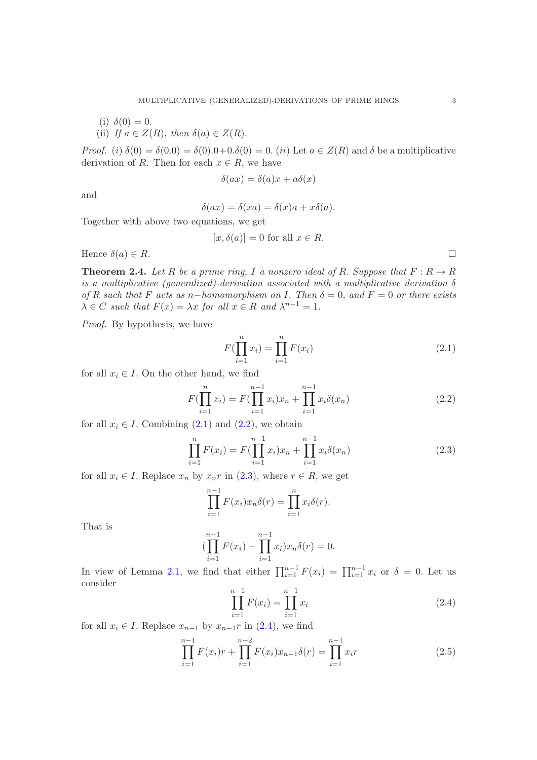(i) $\delta(0) = 0$.
(ii) *If $a \in Z(R)$, then $\delta(a) \in Z(R)$.*

*Proof.* (i) $\delta(0) = \delta(0.0) = \delta(0).0 + 0.\delta(0) = 0$. (ii) Let $a \in Z(R)$ and $\delta$ be a multiplicative derivation of $R$. Then for each $x \in R$, we have

$$\delta(ax) = \delta(a)x + a\delta(x)$$

and

$$\delta(ax) = \delta(xa) = \delta(x)a + x\delta(a).$$

Together with above two equations, we get

$$[x, \delta(a)] = 0 \text{ for all } x \in R.$$

Hence $\delta(a) \in R$. □

**Theorem 2.4.** *Let $R$ be a prime ring, $I$ a nonzero ideal of $R$. Suppose that $F : R \to R$ is a multiplicative (generalized)-derivation associated with a multiplicative derivation $\delta$ of $R$ such that $F$ acts as $n-$homomorphism on $I$. Then $\delta = 0$, and $F = 0$ or there exists $\lambda \in C$ such that $F(x) = \lambda x$ for all $x \in R$ and $\lambda^{n-1} = 1$.*

*Proof.* By hypothesis, we have

$$F(\prod_{i=1}^{n} x_i) = \prod_{i=1}^{n} F(x_i) \tag{2.1}$$

for all $x_i \in I$. On the other hand, we find

$$F(\prod_{i=1}^{n} x_i) = F(\prod_{i=1}^{n-1} x_i)x_n + \prod_{i=1}^{n-1} x_i\delta(x_n) \tag{2.2}$$

for all $x_i \in I$. Combining (2.1) and (2.2), we obtain

$$\prod_{i=1}^{n} F(x_i) = F(\prod_{i=1}^{n-1} x_i)x_n + \prod_{i=1}^{n-1} x_i\delta(x_n) \tag{2.3}$$

for all $x_i \in I$. Replace $x_n$ by $x_n r$ in (2.3), where $r \in R$, we get

$$\prod_{i=1}^{n-1} F(x_i)x_n\delta(r) = \prod_{i=1}^{n} x_i\delta(r).$$

That is

$$(\prod_{i=1}^{n-1} F(x_i) - \prod_{i=1}^{n-1} x_i)x_n\delta(r) = 0.$$

In view of Lemma 2.1, we find that either $\prod_{i=1}^{n-1} F(x_i) = \prod_{i=1}^{n-1} x_i$ or $\delta = 0$. Let us consider

$$\prod_{i=1}^{n-1} F(x_i) = \prod_{i=1}^{n-1} x_i \tag{2.4}$$

for all $x_i \in I$. Replace $x_{n-1}$ by $x_{n-1}r$ in (2.4), we find

$$\prod_{i=1}^{n-1} F(x_i)r + \prod_{i=1}^{n-2} F(x_i)x_{n-1}\delta(r) = \prod_{i=1}^{n-1} x_i r \tag{2.5}$$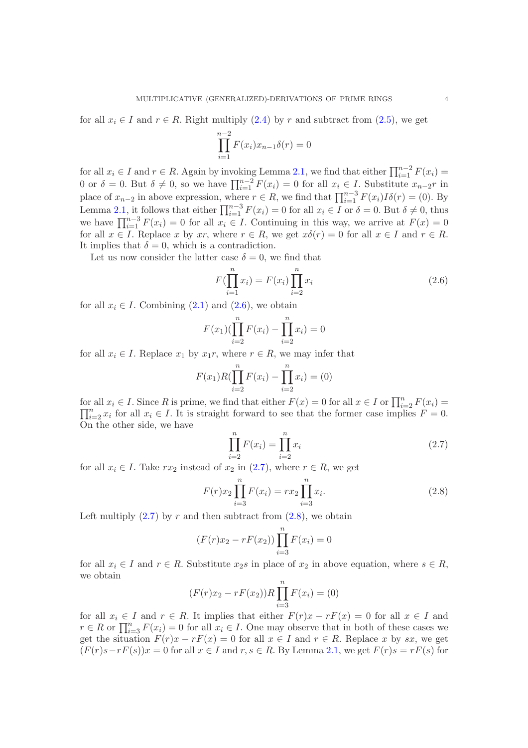for all $x_i \in I$ and $r \in R$. Right multiply (2.4) by $r$ and subtract from (2.5), we get

$$\prod_{i=1}^{n-2} F(x_i) x_{n-1} \delta(r) = 0$$

for all $x_i \in I$ and $r \in R$. Again by invoking Lemma 2.1, we find that either $\prod_{i=1}^{n-2} F(x_i) = 0$ or $\delta = 0$. But $\delta \neq 0$, so we have $\prod_{i=1}^{n-2} F(x_i) = 0$ for all $x_i \in I$. Substitute $x_{n-2}r$ in place of $x_{n-2}$ in above expression, where $r \in R$, we find that $\prod_{i=1}^{n-3} F(x_i) I \delta(r) = (0)$. By Lemma 2.1, it follows that either $\prod_{i=1}^{n-3} F(x_i) = 0$ for all $x_i \in I$ or $\delta = 0$. But $\delta \neq 0$, thus we have $\prod_{i=1}^{n-3} F(x_i) = 0$ for all $x_i \in I$. Continuing in this way, we arrive at $F(x) = 0$ for all $x \in I$. Replace $x$ by $xr$, where $r \in R$, we get $x\delta(r) = 0$ for all $x \in I$ and $r \in R$. It implies that $\delta = 0$, which is a contradiction.

Let us now consider the latter case $\delta = 0$, we find that

$$F(\prod_{i=1}^{n} x_i) = F(x_i) \prod_{i=2}^{n} x_i \tag{2.6}$$

for all $x_i \in I$. Combining (2.1) and (2.6), we obtain

$$F(x_1)(\prod_{i=2}^{n} F(x_i) - \prod_{i=2}^{n} x_i) = 0$$

for all $x_i \in I$. Replace $x_1$ by $x_1 r$, where $r \in R$, we may infer that

$$F(x_1)R(\prod_{i=2}^{n} F(x_i) - \prod_{i=2}^{n} x_i) = (0)$$

for all $x_i \in I$. Since $R$ is prime, we find that either $F(x) = 0$ for all $x \in I$ or $\prod_{i=2}^{n} F(x_i) = \prod_{i=2}^{n} x_i$ for all $x_i \in I$. It is straight forward to see that the former case implies $F = 0$. On the other side, we have

$$\prod_{i=2}^{n} F(x_i) = \prod_{i=2}^{n} x_i \tag{2.7}$$

for all $x_i \in I$. Take $rx_2$ instead of $x_2$ in (2.7), where $r \in R$, we get

$$F(r) x_2 \prod_{i=3}^{n} F(x_i) = r x_2 \prod_{i=3}^{n} x_i. \tag{2.8}$$

Left multiply (2.7) by $r$ and then subtract from (2.8), we obtain

$$(F(r)x_2 - rF(x_2)) \prod_{i=3}^{n} F(x_i) = 0$$

for all $x_i \in I$ and $r \in R$. Substitute $x_2 s$ in place of $x_2$ in above equation, where $s \in R$, we obtain

$$(F(r)x_2 - rF(x_2)) R \prod_{i=3}^{n} F(x_i) = (0)$$

for all $x_i \in I$ and $r \in R$. It implies that either $F(r)x - rF(x) = 0$ for all $x \in I$ and $r \in R$ or $\prod_{i=3}^{n} F(x_i) = 0$ for all $x_i \in I$. One may observe that in both of these cases we get the situation $F(r)x - rF(x) = 0$ for all $x \in I$ and $r \in R$. Replace $x$ by $sx$, we get $(F(r)s - rF(s))x = 0$ for all $x \in I$ and $r, s \in R$. By Lemma 2.1, we get $F(r)s = rF(s)$ for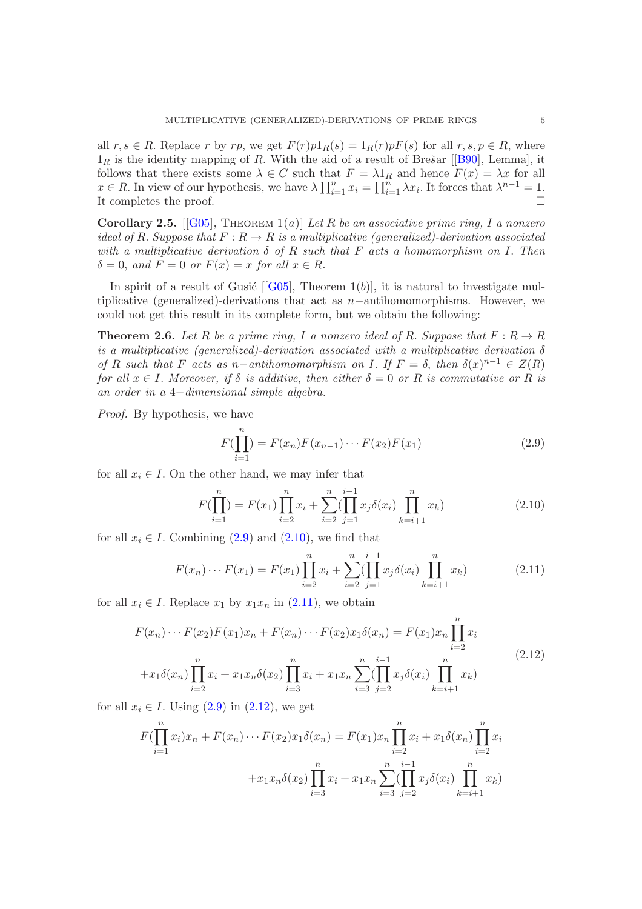all $r, s \in R$. Replace $r$ by $rp$, we get $F(r)p1_R(s) = 1_R(r)pF(s)$ for all $r, s, p \in R$, where $1_R$ is the identity mapping of $R$. With the aid of a result of Brešar [[B90], Lemma], it follows that there exists some $\lambda \in C$ such that $F = \lambda 1_R$ and hence $F(x) = \lambda x$ for all $x \in R$. In view of our hypothesis, we have $\lambda \prod_{i=1}^{n} x_i = \prod_{i=1}^{n} \lambda x_i$. It forces that $\lambda^{n-1} = 1$. It completes the proof. □

**Corollary 2.5.** [[G05], Theorem $1(a)$] *Let $R$ be an associative prime ring, $I$ a nonzero ideal of $R$. Suppose that $F : R \to R$ is a multiplicative (generalized)-derivation associated with a multiplicative derivation $\delta$ of $R$ such that $F$ acts a homomorphism on $I$. Then $\delta = 0$, and $F = 0$ or $F(x) = x$ for all $x \in R$.*

In spirit of a result of Gusić [[G05], Theorem $1(b)$], it is natural to investigate multiplicative (generalized)-derivations that act as $n-$antihomomorphisms. However, we could not get this result in its complete form, but we obtain the following:

**Theorem 2.6.** *Let $R$ be a prime ring, $I$ a nonzero ideal of $R$. Suppose that $F : R \to R$ is a multiplicative (generalized)-derivation associated with a multiplicative derivation $\delta$ of $R$ such that $F$ acts as $n-$antihomomorphism on $I$. If $F = \delta$, then $\delta(x)^{n-1} \in Z(R)$ for all $x \in I$. Moreover, if $\delta$ is additive, then either $\delta = 0$ or $R$ is commutative or $R$ is an order in a $4-$dimensional simple algebra.*

*Proof.* By hypothesis, we have

$$F(\prod_{i=1}^{n}) = F(x_n)F(x_{n-1}) \cdots F(x_2)F(x_1) \tag{2.9}$$

for all $x_i \in I$. On the other hand, we may infer that

$$F(\prod_{i=1}^{n}) = F(x_1)\prod_{i=2}^{n} x_i + \sum_{i=2}^{n}(\prod_{j=1}^{i-1} x_j \delta(x_i) \prod_{k=i+1}^{n} x_k) \tag{2.10}$$

for all $x_i \in I$. Combining (2.9) and (2.10), we find that

$$F(x_n) \cdots F(x_1) = F(x_1)\prod_{i=2}^{n} x_i + \sum_{i=2}^{n}(\prod_{j=1}^{i-1} x_j \delta(x_i) \prod_{k=i+1}^{n} x_k) \tag{2.11}$$

for all $x_i \in I$. Replace $x_1$ by $x_1 x_n$ in (2.11), we obtain

$$\begin{aligned} F(x_n) \cdots F(x_2)F(x_1)x_n + F(x_n) \cdots F(x_2)x_1\delta(x_n) &= F(x_1)x_n \prod_{i=2}^{n} x_i \\ + x_1\delta(x_n)\prod_{i=2}^{n} x_i + x_1 x_n \delta(x_2)\prod_{i=3}^{n} x_i &+ x_1 x_n \sum_{i=3}^{n}(\prod_{j=2}^{i-1} x_j \delta(x_i) \prod_{k=i+1}^{n} x_k) \end{aligned} \tag{2.12}$$

for all $x_i \in I$. Using (2.9) in (2.12), we get

$$\begin{aligned} F(\prod_{i=1}^{n} x_i)x_n + F(x_n) \cdots F(x_2)x_1\delta(x_n) &= F(x_1)x_n \prod_{i=2}^{n} x_i + x_1\delta(x_n)\prod_{i=2}^{n} x_i \\ &+ x_1 x_n \delta(x_2)\prod_{i=3}^{n} x_i + x_1 x_n \sum_{i=3}^{n}(\prod_{j=2}^{i-1} x_j \delta(x_i) \prod_{k=i+1}^{n} x_k) \end{aligned}$$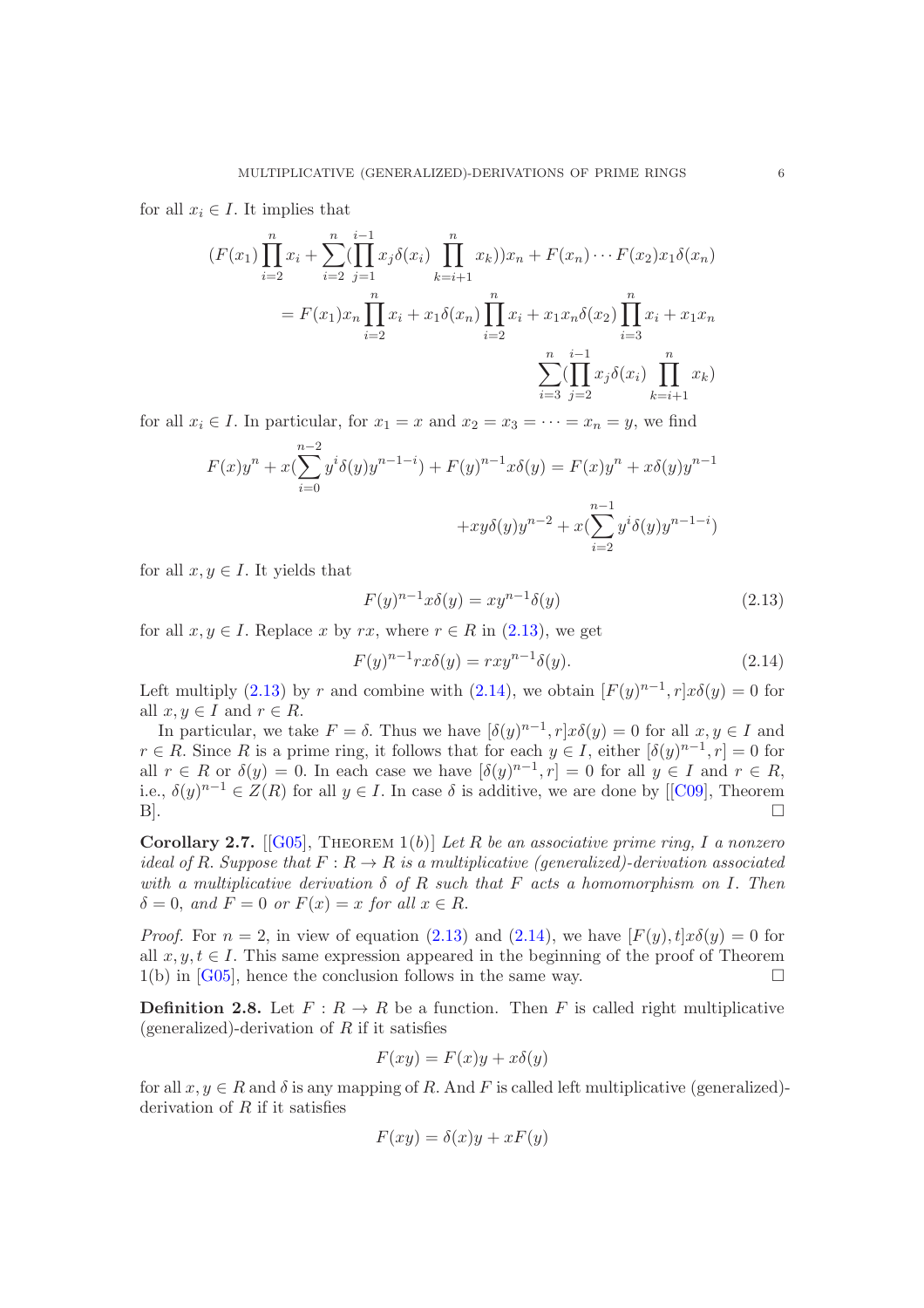for all $x_i \in I$. It implies that

$$(F(x_1)\prod_{i=2}^{n} x_i + \sum_{i=2}^{n}(\prod_{j=1}^{i-1} x_j\delta(x_i)\prod_{k=i+1}^{n} x_k))x_n + F(x_n)\cdots F(x_2)x_1\delta(x_n)$$
$$= F(x_1)x_n\prod_{i=2}^{n} x_i + x_1\delta(x_n)\prod_{i=2}^{n} x_i + x_1x_n\delta(x_2)\prod_{i=3}^{n} x_i + x_1x_n$$
$$\sum_{i=3}^{n}(\prod_{j=2}^{i-1} x_j\delta(x_i)\prod_{k=i+1}^{n} x_k)$$

for all $x_i \in I$. In particular, for $x_1 = x$ and $x_2 = x_3 = \cdots = x_n = y$, we find

$$F(x)y^n + x(\sum_{i=0}^{n-2} y^i\delta(y)y^{n-1-i}) + F(y)^{n-1}x\delta(y) = F(x)y^n + x\delta(y)y^{n-1}$$
$$+xy\delta(y)y^{n-2} + x(\sum_{i=2}^{n-1} y^i\delta(y)y^{n-1-i})$$

for all $x, y \in I$. It yields that

$$F(y)^{n-1}x\delta(y) = xy^{n-1}\delta(y) \tag{2.13}$$

for all $x, y \in I$. Replace $x$ by $rx$, where $r \in R$ in (2.13), we get

$$F(y)^{n-1}rx\delta(y) = rxy^{n-1}\delta(y). \tag{2.14}$$

Left multiply (2.13) by $r$ and combine with (2.14), we obtain $[F(y)^{n-1}, r]x\delta(y) = 0$ for all $x, y \in I$ and $r \in R$.

In particular, we take $F = \delta$. Thus we have $[\delta(y)^{n-1}, r]x\delta(y) = 0$ for all $x, y \in I$ and $r \in R$. Since $R$ is a prime ring, it follows that for each $y \in I$, either $[\delta(y)^{n-1}, r] = 0$ for all $r \in R$ or $\delta(y) = 0$. In each case we have $[\delta(y)^{n-1}, r] = 0$ for all $y \in I$ and $r \in R$, i.e., $\delta(y)^{n-1} \in Z(R)$ for all $y \in I$. In case $\delta$ is additive, we are done by [[C09], Theorem B]. □

**Corollary 2.7.** [[G05], Theorem 1(b)] *Let $R$ be an associative prime ring, $I$ a nonzero ideal of $R$. Suppose that $F : R \to R$ is a multiplicative (generalized)-derivation associated with a multiplicative derivation $\delta$ of $R$ such that $F$ acts a homomorphism on $I$. Then $\delta = 0$, and $F = 0$ or $F(x) = x$ for all $x \in R$.*

*Proof.* For $n = 2$, in view of equation (2.13) and (2.14), we have $[F(y), t]x\delta(y) = 0$ for all $x, y, t \in I$. This same expression appeared in the beginning of the proof of Theorem 1(b) in [G05], hence the conclusion follows in the same way. □

**Definition 2.8.** Let $F : R \to R$ be a function. Then $F$ is called right multiplicative (generalized)-derivation of $R$ if it satisfies

$$F(xy) = F(x)y + x\delta(y)$$

for all $x, y \in R$ and $\delta$ is any mapping of $R$. And $F$ is called left multiplicative (generalized)-derivation of $R$ if it satisfies

$$F(xy) = \delta(x)y + xF(y)$$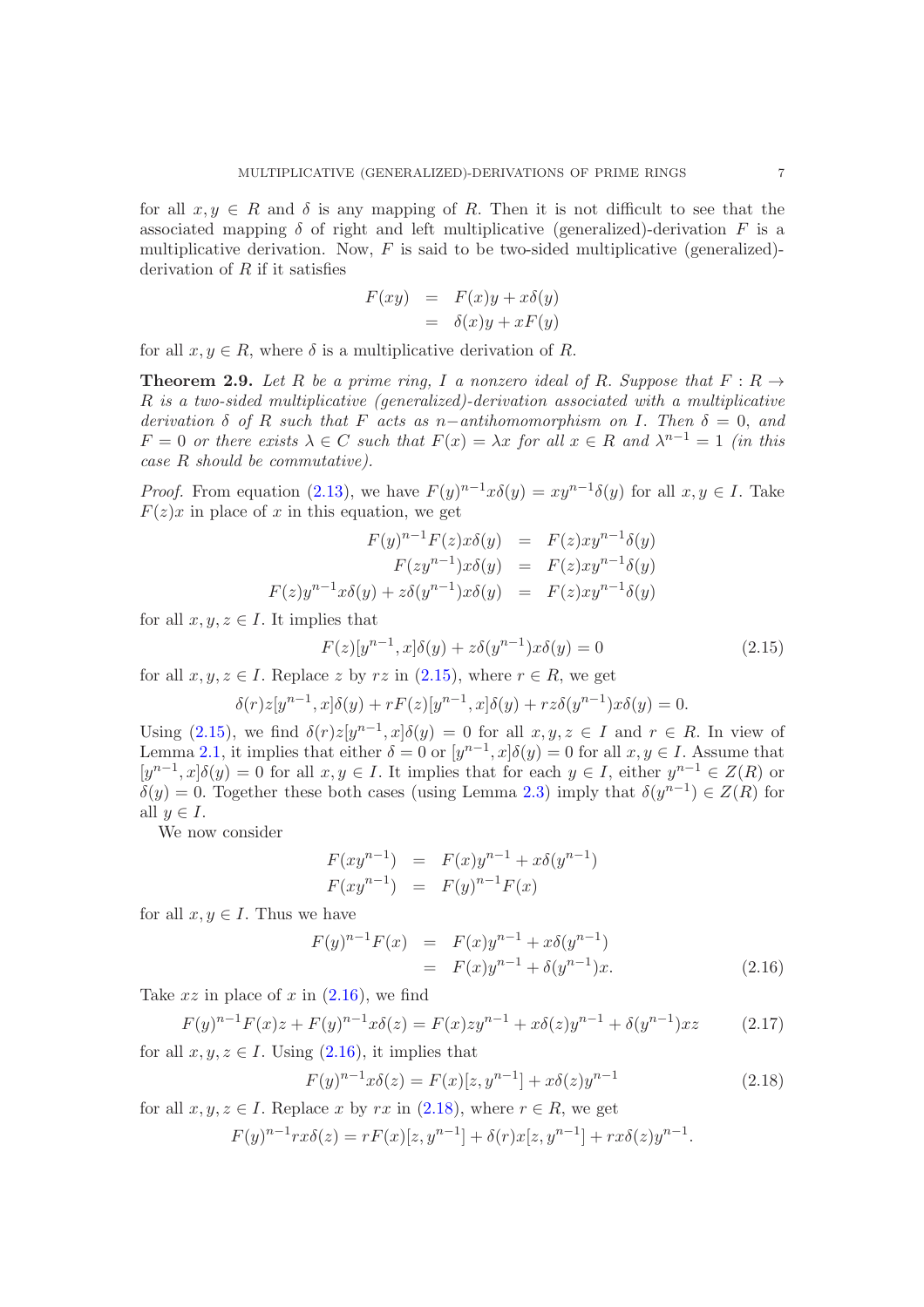for all $x, y \in R$ and $\delta$ is any mapping of $R$. Then it is not difficult to see that the associated mapping $\delta$ of right and left multiplicative (generalized)-derivation $F$ is a multiplicative derivation. Now, $F$ is said to be two-sided multiplicative (generalized)-derivation of $R$ if it satisfies

$$\begin{aligned} F(xy) &= F(x)y + x\delta(y) \\ &= \delta(x)y + xF(y) \end{aligned}$$

for all $x, y \in R$, where $\delta$ is a multiplicative derivation of $R$.

**Theorem 2.9.** *Let $R$ be a prime ring, $I$ a nonzero ideal of $R$. Suppose that $F : R \to R$ is a two-sided multiplicative (generalized)-derivation associated with a multiplicative derivation $\delta$ of $R$ such that $F$ acts as $n-$antihomomorphism on $I$. Then $\delta = 0$, and $F = 0$ or there exists $\lambda \in C$ such that $F(x) = \lambda x$ for all $x \in R$ and $\lambda^{n-1} = 1$ (in this case $R$ should be commutative).*

*Proof.* From equation (2.13), we have $F(y)^{n-1}x\delta(y) = xy^{n-1}\delta(y)$ for all $x, y \in I$. Take $F(z)x$ in place of $x$ in this equation, we get

$$\begin{aligned} F(y)^{n-1}F(z)x\delta(y) &= F(z)xy^{n-1}\delta(y) \\ F(zy^{n-1})x\delta(y) &= F(z)xy^{n-1}\delta(y) \\ F(z)y^{n-1}x\delta(y) + z\delta(y^{n-1})x\delta(y) &= F(z)xy^{n-1}\delta(y) \end{aligned}$$

for all $x, y, z \in I$. It implies that

$$F(z)[y^{n-1}, x]\delta(y) + z\delta(y^{n-1})x\delta(y) = 0 \tag{2.15}$$

for all $x, y, z \in I$. Replace $z$ by $rz$ in (2.15), where $r \in R$, we get

$$\delta(r)z[y^{n-1}, x]\delta(y) + rF(z)[y^{n-1}, x]\delta(y) + rz\delta(y^{n-1})x\delta(y) = 0.$$

Using (2.15), we find $\delta(r)z[y^{n-1}, x]\delta(y) = 0$ for all $x, y, z \in I$ and $r \in R$. In view of Lemma 2.1, it implies that either $\delta = 0$ or $[y^{n-1}, x]\delta(y) = 0$ for all $x, y \in I$. Assume that $[y^{n-1}, x]\delta(y) = 0$ for all $x, y \in I$. It implies that for each $y \in I$, either $y^{n-1} \in Z(R)$ or $\delta(y) = 0$. Together these both cases (using Lemma 2.3) imply that $\delta(y^{n-1}) \in Z(R)$ for all $y \in I$.

We now consider

$$\begin{aligned} F(xy^{n-1}) &= F(x)y^{n-1} + x\delta(y^{n-1}) \\ F(xy^{n-1}) &= F(y)^{n-1}F(x) \end{aligned}$$

for all $x, y \in I$. Thus we have

$$\begin{aligned} F(y)^{n-1}F(x) &= F(x)y^{n-1} + x\delta(y^{n-1}) \\ &= F(x)y^{n-1} + \delta(y^{n-1})x. \end{aligned} \tag{2.16}$$

Take $xz$ in place of $x$ in (2.16), we find

$$F(y)^{n-1}F(x)z + F(y)^{n-1}x\delta(z) = F(x)zy^{n-1} + x\delta(z)y^{n-1} + \delta(y^{n-1})xz \tag{2.17}$$

for all $x, y, z \in I$. Using (2.16), it implies that

$$F(y)^{n-1}x\delta(z) = F(x)[z, y^{n-1}] + x\delta(z)y^{n-1} \tag{2.18}$$

for all $x, y, z \in I$. Replace $x$ by $rx$ in (2.18), where $r \in R$, we get

$$F(y)^{n-1}rx\delta(z) = rF(x)[z, y^{n-1}] + \delta(r)x[z, y^{n-1}] + rx\delta(z)y^{n-1}.$$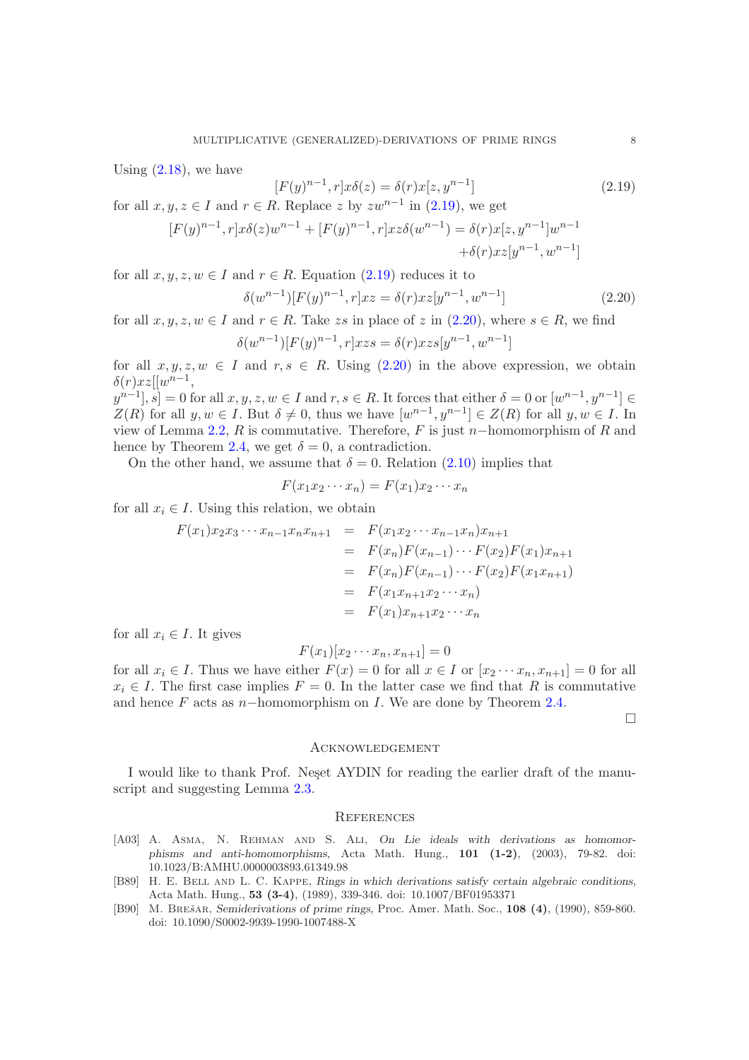Using (2.18), we have

$$[F(y)^{n-1}, r]x\delta(z) = \delta(r)x[z, y^{n-1}] \tag{2.19}$$

for all $x, y, z \in I$ and $r \in R$. Replace $z$ by $zw^{n-1}$ in (2.19), we get

$$[F(y)^{n-1}, r]x\delta(z)w^{n-1} + [F(y)^{n-1}, r]xz\delta(w^{n-1}) = \delta(r)x[z, y^{n-1}]w^{n-1} + \delta(r)xz[y^{n-1}, w^{n-1}]$$

for all $x, y, z, w \in I$ and $r \in R$. Equation (2.19) reduces it to

$$\delta(w^{n-1})[F(y)^{n-1}, r]xz = \delta(r)xz[y^{n-1}, w^{n-1}] \tag{2.20}$$

for all $x, y, z, w \in I$ and $r \in R$. Take $zs$ in place of $z$ in (2.20), where $s \in R$, we find

$$\delta(w^{n-1})[F(y)^{n-1}, r]xzs = \delta(r)xzs[y^{n-1}, w^{n-1}]$$

for all $x, y, z, w \in I$ and $r, s \in R$. Using (2.20) in the above expression, we obtain $\delta(r)xz[[w^{n-1}, y^{n-1}], s] = 0$ for all $x, y, z, w \in I$ and $r, s \in R$. It forces that either $\delta = 0$ or $[w^{n-1}, y^{n-1}] \in Z(R)$ for all $y, w \in I$. But $\delta \neq 0$, thus we have $[w^{n-1}, y^{n-1}] \in Z(R)$ for all $y, w \in I$. In view of Lemma 2.2, $R$ is commutative. Therefore, $F$ is just $n-$homomorphism of $R$ and hence by Theorem 2.4, we get $\delta = 0$, a contradiction.

On the other hand, we assume that $\delta = 0$. Relation (2.10) implies that

$$F(x_1x_2 \cdots x_n) = F(x_1)x_2 \cdots x_n$$

for all $x_i \in I$. Using this relation, we obtain

$$\begin{aligned}
F(x_1)x_2x_3 \cdots x_{n-1}x_nx_{n+1} &= F(x_1x_2 \cdots x_{n-1}x_n)x_{n+1} \\
&= F(x_n)F(x_{n-1}) \cdots F(x_2)F(x_1)x_{n+1} \\
&= F(x_n)F(x_{n-1}) \cdots F(x_2)F(x_1x_{n+1}) \\
&= F(x_1x_{n+1}x_2 \cdots x_n) \\
&= F(x_1)x_{n+1}x_2 \cdots x_n
\end{aligned}$$

for all $x_i \in I$. It gives

$$F(x_1)[x_2 \cdots x_n, x_{n+1}] = 0$$

for all $x_i \in I$. Thus we have either $F(x) = 0$ for all $x \in I$ or $[x_2 \cdots x_n, x_{n+1}] = 0$ for all $x_i \in I$. The first case implies $F = 0$. In the latter case we find that $R$ is commutative and hence $F$ acts as $n-$homomorphism on $I$. We are done by Theorem 2.4.

□

## Acknowledgement

I would like to thank Prof. Neşet AYDIN for reading the earlier draft of the manuscript and suggesting Lemma 2.3.

## References

[A03] A. Asma, N. Rehman and S. Ali, *On Lie ideals with derivations as homomorphisms and anti-homomorphisms,* Acta Math. Hung., **101 (1-2)**, (2003), 79-82. doi: 10.1023/B:AMHU.0000003893.61349.98

[B89] H. E. Bell and L. C. Kappe, *Rings in which derivations satisfy certain algebraic conditions,* Acta Math. Hung., **53 (3-4)**, (1989), 339-346. doi: 10.1007/BF01953371

[B90] M. Brešar, *Semiderivations of prime rings,* Proc. Amer. Math. Soc., **108 (4)**, (1990), 859-860. doi: 10.1090/S0002-9939-1990-1007488-X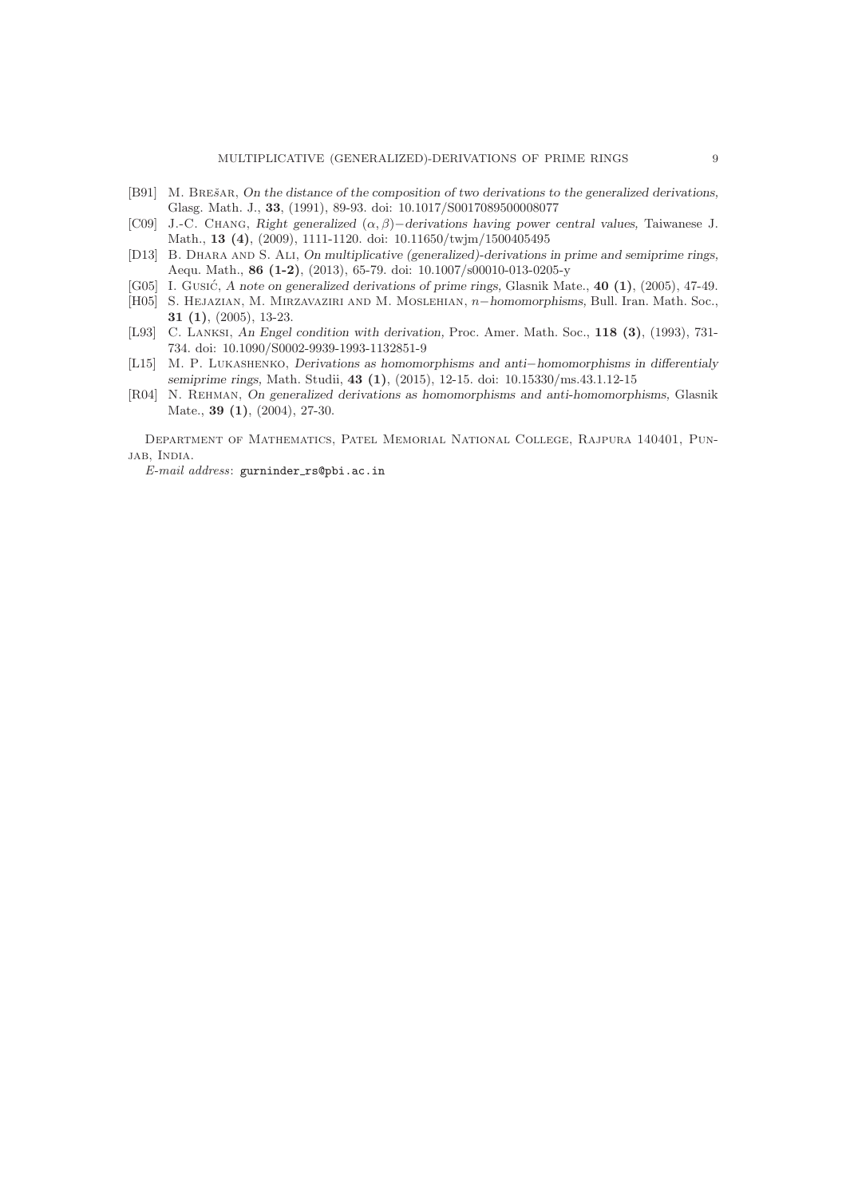[B91] M. Brešar, *On the distance of the composition of two derivations to the generalized derivations*, Glasg. Math. J., **33**, (1991), 89-93. doi: 10.1017/S0017089500008077

[C09] J.-C. Chang, *Right generalized $(\alpha, \beta)-$derivations having power central values*, Taiwanese J. Math., **13 (4)**, (2009), 1111-1120. doi: 10.11650/twjm/1500405495

[D13] B. Dhara and S. Ali, *On multiplicative (generalized)-derivations in prime and semiprime rings*, Aequ. Math., **86 (1-2)**, (2013), 65-79. doi: 10.1007/s00010-013-0205-y

[G05] I. Gusić, *A note on generalized derivations of prime rings*, Glasnik Mate., **40 (1)**, (2005), 47-49.

[H05] S. Hejazian, M. Mirzavaziri and M. Moslehian, *$n-$homomorphisms*, Bull. Iran. Math. Soc., **31 (1)**, (2005), 13-23.

[L93] C. Lanksi, *An Engel condition with derivation*, Proc. Amer. Math. Soc., **118 (3)**, (1993), 731-734. doi: 10.1090/S0002-9939-1993-1132851-9

[L15] M. P. Lukashenko, *Derivations as homomorphisms and anti$-$homomorphisms in differentialy semiprime rings*, Math. Studii, **43 (1)**, (2015), 12-15. doi: 10.15330/ms.43.1.12-15

[R04] N. Rehman, *On generalized derivations as homomorphisms and anti-homomorphisms*, Glasnik Mate., **39 (1)**, (2004), 27-30.

Department of Mathematics, Patel Memorial National College, Rajpura 140401, Punjab, India.

*E-mail address*: gurninder_rs@pbi.ac.in